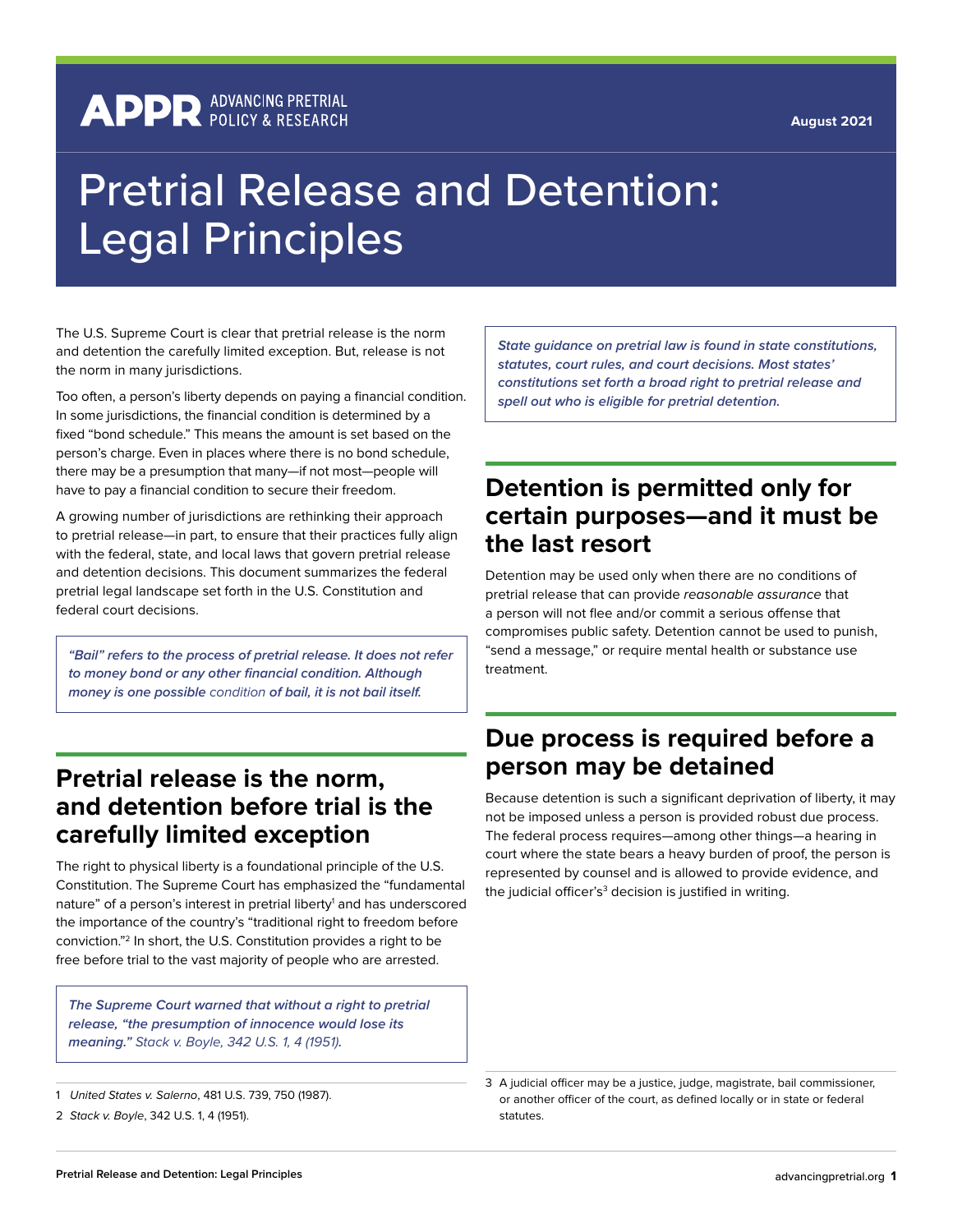APPR ADVANCING PRETRIAL POLICY & RESEARCH

August 2021

# Pretrial Release and Detention: Legal Principles

The U.S. Supreme Court is clear that pretrial release is the norm and detention the carefully limited exception. But, release is not the norm in many jurisdictions.

Too often, a person's liberty depends on paying a financial condition. In some jurisdictions, the financial condition is determined by a fixed "bond schedule." This means the amount is set based on the person's charge. Even in places where there is no bond schedule, there may be a presumption that many—if not most—people will have to pay a financial condition to secure their freedom.

A growing number of jurisdictions are rethinking their approach to pretrial release—in part, to ensure that their practices fully align with the federal, state, and local laws that govern pretrial release and detention decisions. This document summarizes the federal pretrial legal landscape set forth in the U.S. Constitution and federal court decisions.

> ***"Bail" refers to the process of pretrial release. It does not refer to money bond or any other financial condition. Although money is one possible*** *condition* ***of bail, it is not bail itself.***

## Pretrial release is the norm, and detention before trial is the carefully limited exception

The right to physical liberty is a foundational principle of the U.S. Constitution. The Supreme Court has emphasized the "fundamental nature" of a person's interest in pretrial liberty[1] and has underscored the importance of the country's "traditional right to freedom before conviction."[2] In short, the U.S. Constitution provides a right to be free before trial to the vast majority of people who are arrested.

> ***The Supreme Court warned that without a right to pretrial release, "the presumption of innocence would lose its meaning."*** *Stack v. Boyle, 342 U.S. 1, 4 (1951).*

> ***State guidance on pretrial law is found in state constitutions, statutes, court rules, and court decisions. Most states' constitutions set forth a broad right to pretrial release and spell out who is eligible for pretrial detention.***

## Detention is permitted only for certain purposes—and it must be the last resort

Detention may be used only when there are no conditions of pretrial release that can provide *reasonable assurance* that a person will not flee and/or commit a serious offense that compromises public safety. Detention cannot be used to punish, "send a message," or require mental health or substance use treatment.

## Due process is required before a person may be detained

Because detention is such a significant deprivation of liberty, it may not be imposed unless a person is provided robust due process. The federal process requires—among other things—a hearing in court where the state bears a heavy burden of proof, the person is represented by counsel and is allowed to provide evidence, and the judicial officer's[3] decision is justified in writing.

1 *United States v. Salerno*, 481 U.S. 739, 750 (1987).

2 *Stack v. Boyle*, 342 U.S. 1, 4 (1951).

3 A judicial officer may be a justice, judge, magistrate, bail commissioner, or another officer of the court, as defined locally or in state or federal statutes.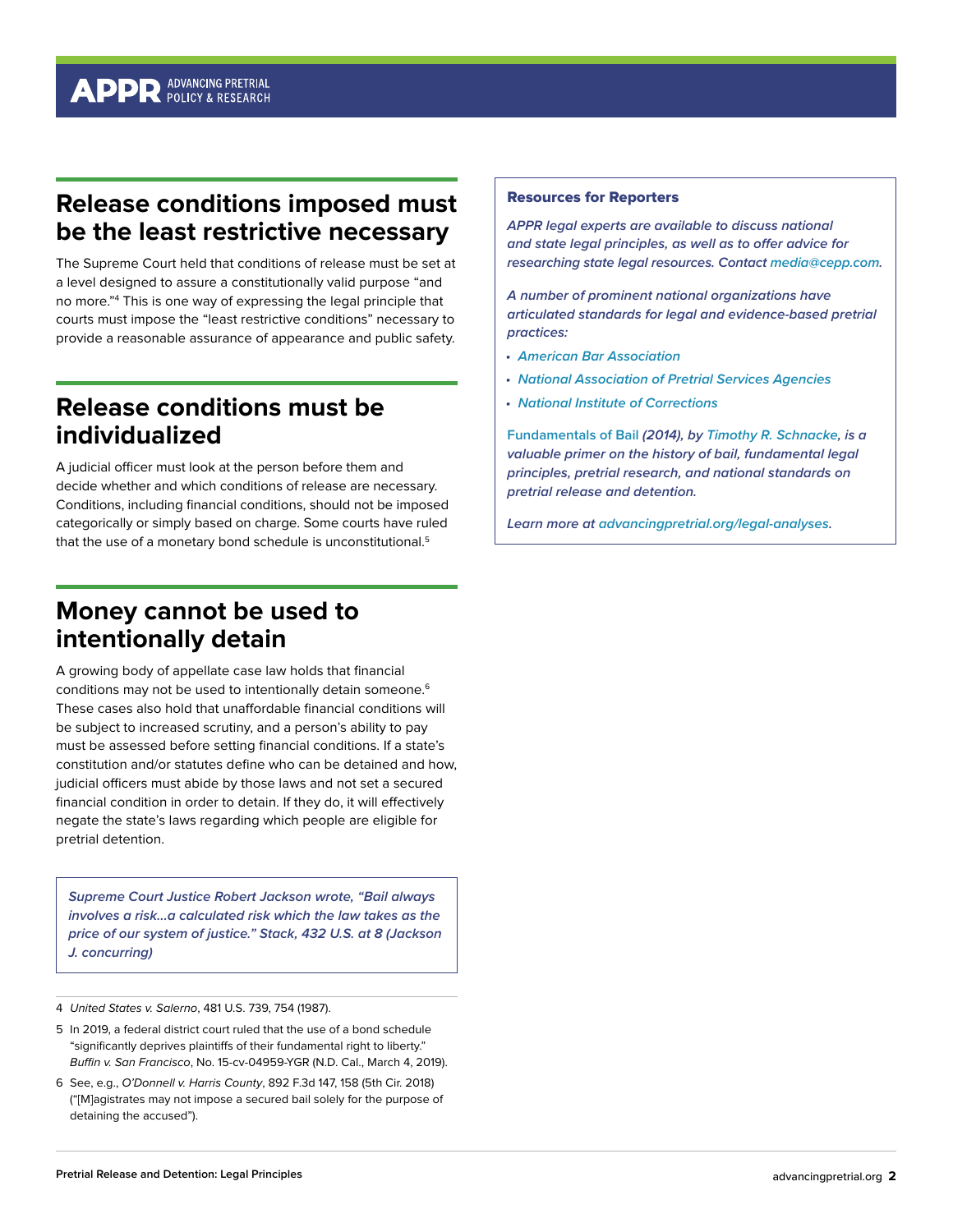## Release conditions imposed must be the least restrictive necessary

The Supreme Court held that conditions of release must be set at a level designed to assure a constitutionally valid purpose "and no more."[4] This is one way of expressing the legal principle that courts must impose the "least restrictive conditions" necessary to provide a reasonable assurance of appearance and public safety.

## Release conditions must be individualized

A judicial officer must look at the person before them and decide whether and which conditions of release are necessary. Conditions, including financial conditions, should not be imposed categorically or simply based on charge. Some courts have ruled that the use of a monetary bond schedule is unconstitutional.[5]

## Money cannot be used to intentionally detain

A growing body of appellate case law holds that financial conditions may not be used to intentionally detain someone.[6] These cases also hold that unaffordable financial conditions will be subject to increased scrutiny, and a person's ability to pay must be assessed before setting financial conditions. If a state's constitution and/or statutes define who can be detained and how, judicial officers must abide by those laws and not set a secured financial condition in order to detain. If they do, it will effectively negate the state's laws regarding which people are eligible for pretrial detention.

> *Supreme Court Justice Robert Jackson wrote, "Bail always involves a risk…a calculated risk which the law takes as the price of our system of justice." Stack, 432 U.S. at 8 (Jackson J. concurring)*

4 *United States v. Salerno*, 481 U.S. 739, 754 (1987).

5 In 2019, a federal district court ruled that the use of a bond schedule "significantly deprives plaintiffs of their fundamental right to liberty." *Buffin v. San Francisco*, No. 15-cv-04959-YGR (N.D. Cal., March 4, 2019).

6 See, e.g., *O'Donnell v. Harris County*, 892 F.3d 147, 158 (5th Cir. 2018) ("[M]agistrates may not impose a secured bail solely for the purpose of detaining the accused").

### Resources for Reporters

*APPR legal experts are available to discuss national and state legal principles, as well as to offer advice for researching state legal resources. Contact media@cepp.com.*

*A number of prominent national organizations have articulated standards for legal and evidence-based pretrial practices:*

- *American Bar Association*
- *National Association of Pretrial Services Agencies*
- *National Institute of Corrections*

Fundamentals of Bail *(2014), by Timothy R. Schnacke, is a valuable primer on the history of bail, fundamental legal principles, pretrial research, and national standards on pretrial release and detention.*

*Learn more at advancingpretrial.org/legal-analyses.*